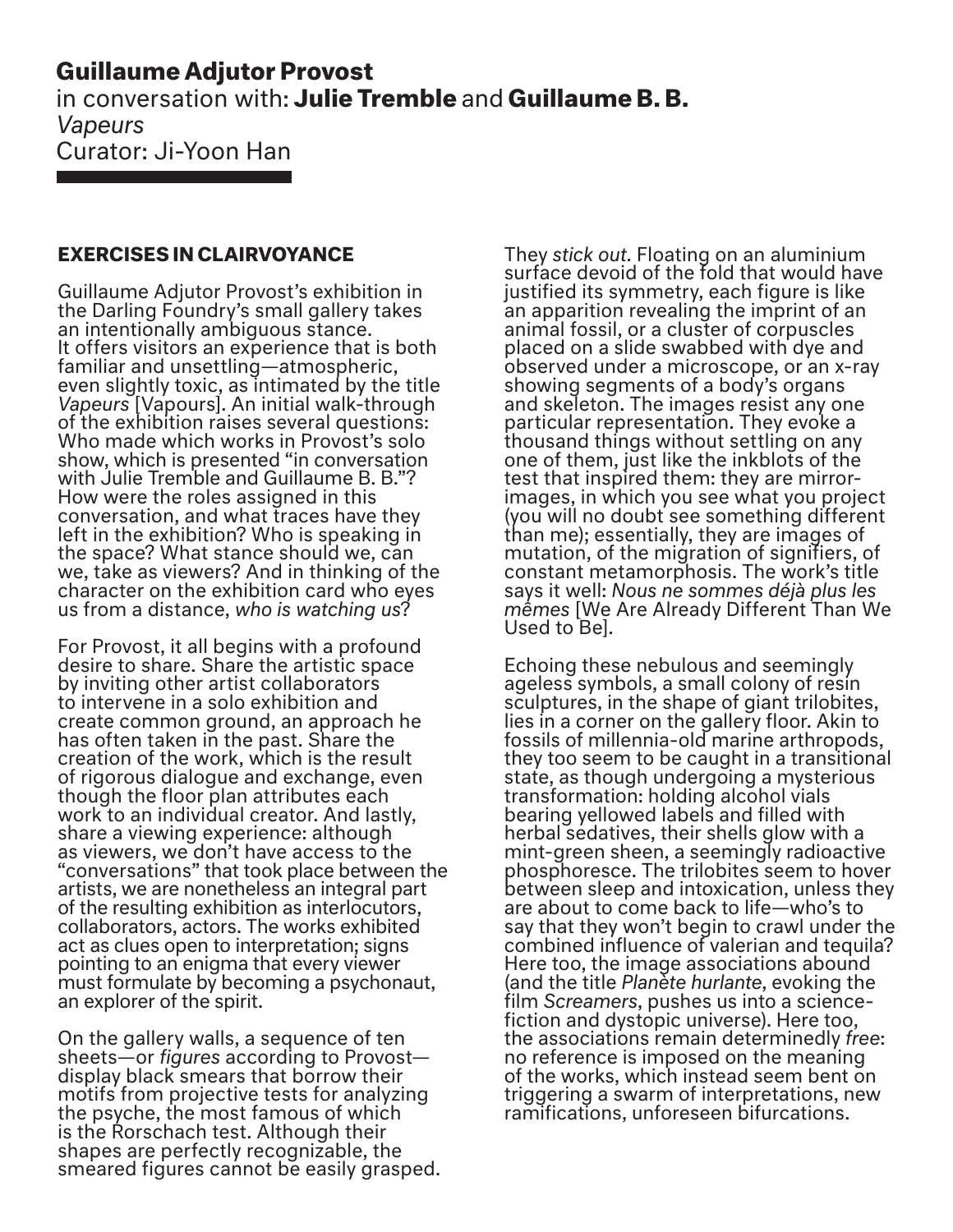**Guillaume Adjutor Provost**
in conversation with: **Julie Tremble** and **Guillaume B. B.**
*Vapeurs*
Curator: Ji-Yoon Han

## EXERCISES IN CLAIRVOYANCE

Guillaume Adjutor Provost's exhibition in the Darling Foundry's small gallery takes an intentionally ambiguous stance. It offers visitors an experience that is both familiar and unsettling—atmospheric, even slightly toxic, as intimated by the title *Vapeurs* [Vapours]. An initial walk-through of the exhibition raises several questions: Who made which works in Provost's solo show, which is presented "in conversation with Julie Tremble and Guillaume B. B."? How were the roles assigned in this conversation, and what traces have they left in the exhibition? Who is speaking in the space? What stance should we, can we, take as viewers? And in thinking of the character on the exhibition card who eyes us from a distance, *who is watching us*?

For Provost, it all begins with a profound desire to share. Share the artistic space by inviting other artist collaborators to intervene in a solo exhibition and create common ground, an approach he has often taken in the past. Share the creation of the work, which is the result of rigorous dialogue and exchange, even though the floor plan attributes each work to an individual creator. And lastly, share a viewing experience: although as viewers, we don't have access to the "conversations" that took place between the artists, we are nonetheless an integral part of the resulting exhibition as interlocutors, collaborators, actors. The works exhibited act as clues open to interpretation; signs pointing to an enigma that every viewer must formulate by becoming a psychonaut, an explorer of the spirit.

On the gallery walls, a sequence of ten sheets—or *figures* according to Provost—display black smears that borrow their motifs from projective tests for analyzing the psyche, the most famous of which is the Rorschach test. Although their shapes are perfectly recognizable, the smeared figures cannot be easily grasped. They *stick out.* Floating on an aluminium surface devoid of the fold that would have justified its symmetry, each figure is like an apparition revealing the imprint of an animal fossil, or a cluster of corpuscles placed on a slide swabbed with dye and observed under a microscope, or an x-ray showing segments of a body's organs and skeleton. The images resist any one particular representation. They evoke a thousand things without settling on any one of them, just like the inkblots of the test that inspired them: they are mirror-images, in which you see what you project (you will no doubt see something different than me); essentially, they are images of mutation, of the migration of signifiers, of constant metamorphosis. The work's title says it well: *Nous ne sommes déjà plus les mêmes* [We Are Already Different Than We Used to Be].

Echoing these nebulous and seemingly ageless symbols, a small colony of resin sculptures, in the shape of giant trilobites, lies in a corner on the gallery floor. Akin to fossils of millennia-old marine arthropods, they too seem to be caught in a transitional state, as though undergoing a mysterious transformation: holding alcohol vials bearing yellowed labels and filled with herbal sedatives, their shells glow with a mint-green sheen, a seemingly radioactive phosphoresce. The trilobites seem to hover between sleep and intoxication, unless they are about to come back to life—who's to say that they won't begin to crawl under the combined influence of valerian and tequila? Here too, the image associations abound (and the title *Planète hurlante*, evoking the film *Screamers*, pushes us into a science-fiction and dystopic universe). Here too, the associations remain determinedly *free*: no reference is imposed on the meaning of the works, which instead seem bent on triggering a swarm of interpretations, new ramifications, unforeseen bifurcations.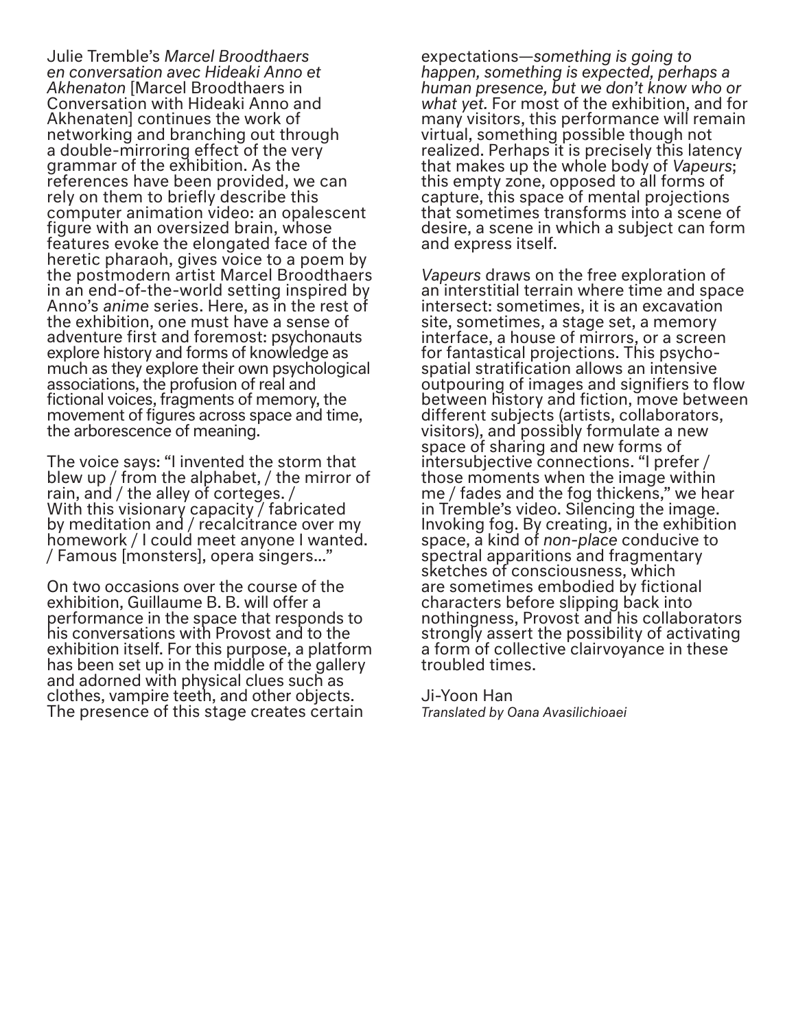Julie Tremble's *Marcel Broodthaers en conversation avec Hideaki Anno et Akhenaton* [Marcel Broodthaers in Conversation with Hideaki Anno and Akhenaten] continues the work of networking and branching out through a double-mirroring effect of the very grammar of the exhibition. As the references have been provided, we can rely on them to briefly describe this computer animation video: an opalescent figure with an oversized brain, whose features evoke the elongated face of the heretic pharaoh, gives voice to a poem by the postmodern artist Marcel Broodthaers in an end-of-the-world setting inspired by Anno's *anime* series. Here, as in the rest of the exhibition, one must have a sense of adventure first and foremost: psychonauts explore history and forms of knowledge as much as they explore their own psychological associations, the profusion of real and fictional voices, fragments of memory, the movement of figures across space and time, the arborescence of meaning.

The voice says: "I invented the storm that blew up / from the alphabet, / the mirror of rain, and / the alley of corteges. / With this visionary capacity / fabricated by meditation and / recalcitrance over my homework / I could meet anyone I wanted. / Famous [monsters], opera singers..."

On two occasions over the course of the exhibition, Guillaume B. B. will offer a performance in the space that responds to his conversations with Provost and to the exhibition itself. For this purpose, a platform has been set up in the middle of the gallery and adorned with physical clues such as clothes, vampire teeth, and other objects. The presence of this stage creates certain expectations—*something is going to happen, something is expected, perhaps a human presence, but we don't know who or what yet.* For most of the exhibition, and for many visitors, this performance will remain virtual, something possible though not realized. Perhaps it is precisely this latency that makes up the whole body of *Vapeurs*; this empty zone, opposed to all forms of capture, this space of mental projections that sometimes transforms into a scene of desire, a scene in which a subject can form and express itself.

*Vapeurs* draws on the free exploration of an interstitial terrain where time and space intersect: sometimes, it is an excavation site, sometimes, a stage set, a memory interface, a house of mirrors, or a screen for fantastical projections. This psycho-spatial stratification allows an intensive outpouring of images and signifiers to flow between history and fiction, move between different subjects (artists, collaborators, visitors), and possibly formulate a new space of sharing and new forms of intersubjective connections. "I prefer / those moments when the image within me / fades and the fog thickens," we hear in Tremble's video. Silencing the image. Invoking fog. By creating, in the exhibition space, a kind of *non-place* conducive to spectral apparitions and fragmentary sketches of consciousness, which are sometimes embodied by fictional characters before slipping back into nothingness, Provost and his collaborators strongly assert the possibility of activating a form of collective clairvoyance in these troubled times.

Ji-Yoon Han
*Translated by Oana Avasilichioaei*